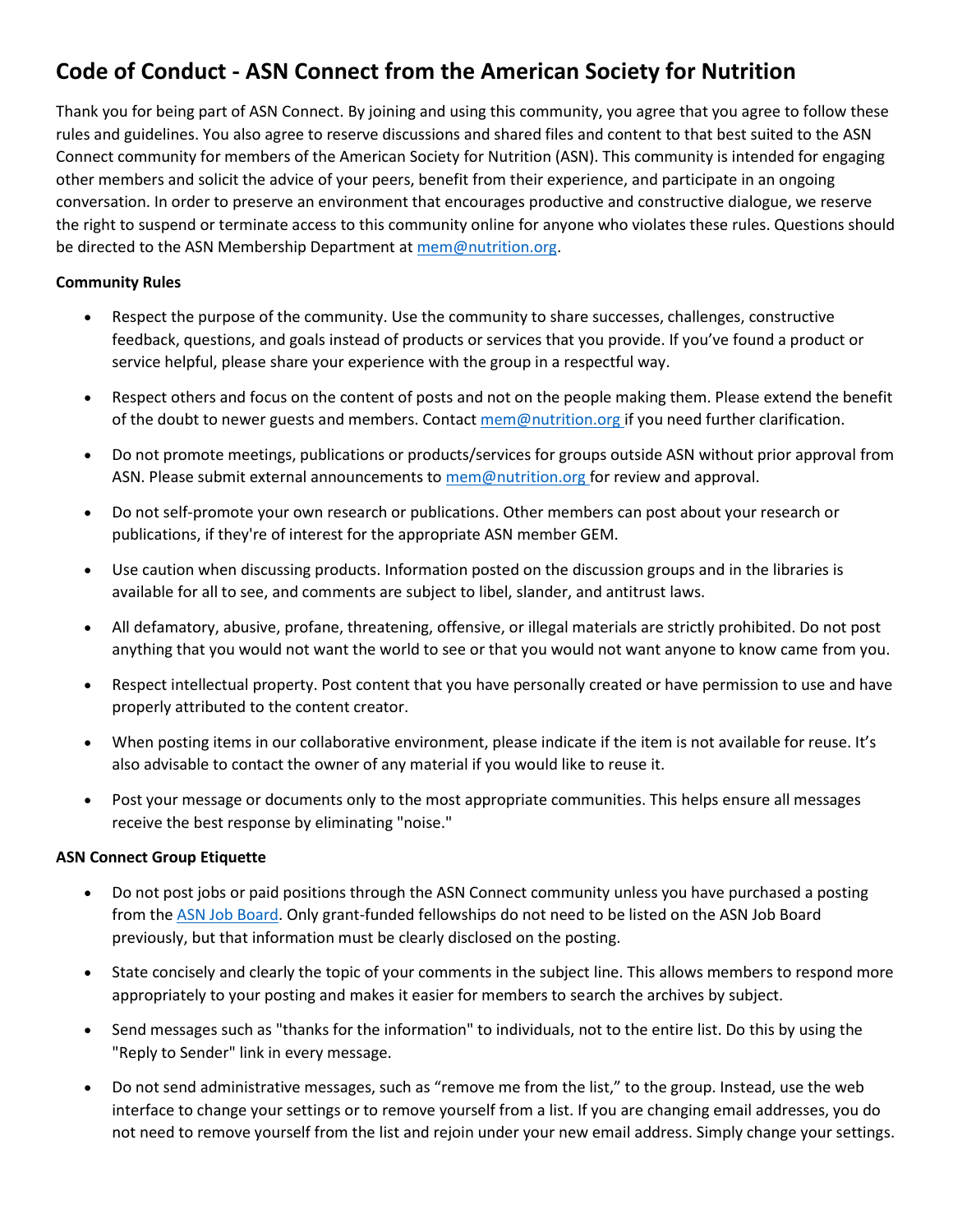# Code of Conduct - ASN Connect from the American Society for Nutrition

Thank you for being part of ASN Connect. By joining and using this community, you agree that you agree to follow these rules and guidelines. You also agree to reserve discussions and shared files and content to that best suited to the ASN Connect community for members of the American Society for Nutrition (ASN). This community is intended for engaging other members and solicit the advice of your peers, benefit from their experience, and participate in an ongoing conversation. In order to preserve an environment that encourages productive and constructive dialogue, we reserve the right to suspend or terminate access to this community online for anyone who violates these rules. Questions should be directed to the ASN Membership Department at mem@nutrition.org.

**Community Rules**

- Respect the purpose of the community. Use the community to share successes, challenges, constructive feedback, questions, and goals instead of products or services that you provide. If you've found a product or service helpful, please share your experience with the group in a respectful way.
- Respect others and focus on the content of posts and not on the people making them. Please extend the benefit of the doubt to newer guests and members. Contact mem@nutrition.org if you need further clarification.
- Do not promote meetings, publications or products/services for groups outside ASN without prior approval from ASN. Please submit external announcements to mem@nutrition.org for review and approval.
- Do not self-promote your own research or publications. Other members can post about your research or publications, if they're of interest for the appropriate ASN member GEM.
- Use caution when discussing products. Information posted on the discussion groups and in the libraries is available for all to see, and comments are subject to libel, slander, and antitrust laws.
- All defamatory, abusive, profane, threatening, offensive, or illegal materials are strictly prohibited. Do not post anything that you would not want the world to see or that you would not want anyone to know came from you.
- Respect intellectual property. Post content that you have personally created or have permission to use and have properly attributed to the content creator.
- When posting items in our collaborative environment, please indicate if the item is not available for reuse. It's also advisable to contact the owner of any material if you would like to reuse it.
- Post your message or documents only to the most appropriate communities. This helps ensure all messages receive the best response by eliminating "noise."

**ASN Connect Group Etiquette**

- Do not post jobs or paid positions through the ASN Connect community unless you have purchased a posting from the ASN Job Board. Only grant-funded fellowships do not need to be listed on the ASN Job Board previously, but that information must be clearly disclosed on the posting.
- State concisely and clearly the topic of your comments in the subject line. This allows members to respond more appropriately to your posting and makes it easier for members to search the archives by subject.
- Send messages such as "thanks for the information" to individuals, not to the entire list. Do this by using the "Reply to Sender" link in every message.
- Do not send administrative messages, such as "remove me from the list," to the group. Instead, use the web interface to change your settings or to remove yourself from a list. If you are changing email addresses, you do not need to remove yourself from the list and rejoin under your new email address. Simply change your settings.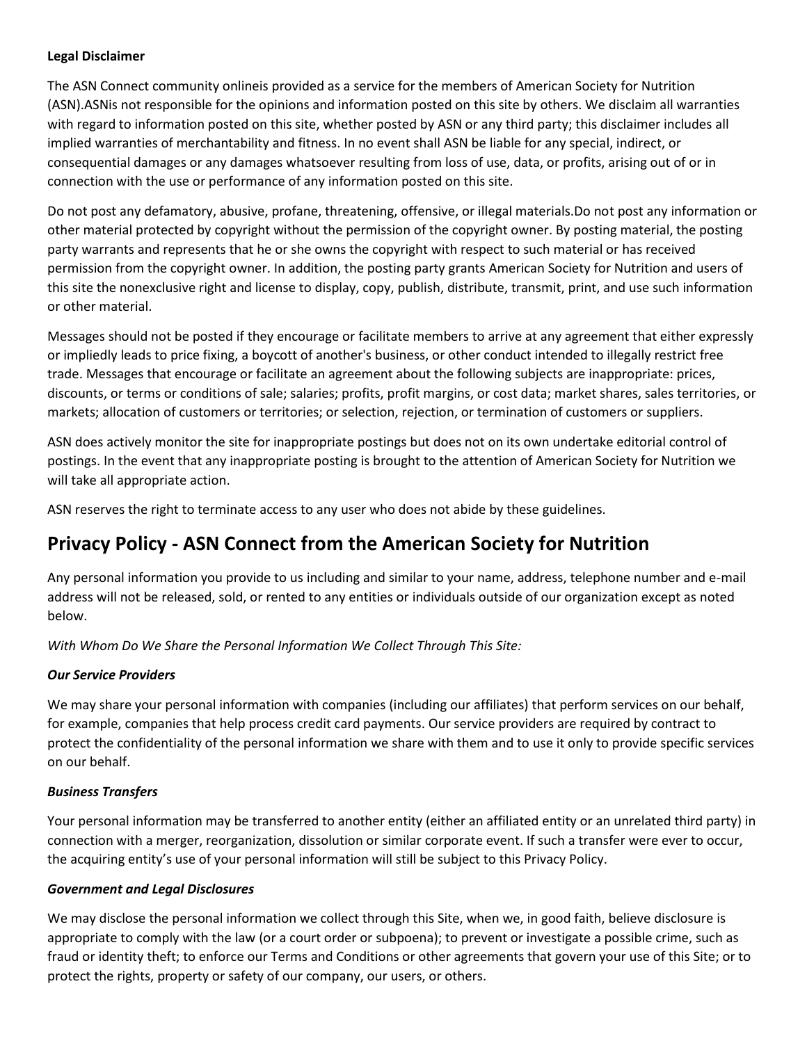**Legal Disclaimer**

The ASN Connect community onlineis provided as a service for the members of American Society for Nutrition (ASN).ASNis not responsible for the opinions and information posted on this site by others. We disclaim all warranties with regard to information posted on this site, whether posted by ASN or any third party; this disclaimer includes all implied warranties of merchantability and fitness. In no event shall ASN be liable for any special, indirect, or consequential damages or any damages whatsoever resulting from loss of use, data, or profits, arising out of or in connection with the use or performance of any information posted on this site.

Do not post any defamatory, abusive, profane, threatening, offensive, or illegal materials.Do not post any information or other material protected by copyright without the permission of the copyright owner. By posting material, the posting party warrants and represents that he or she owns the copyright with respect to such material or has received permission from the copyright owner. In addition, the posting party grants American Society for Nutrition and users of this site the nonexclusive right and license to display, copy, publish, distribute, transmit, print, and use such information or other material.

Messages should not be posted if they encourage or facilitate members to arrive at any agreement that either expressly or impliedly leads to price fixing, a boycott of another's business, or other conduct intended to illegally restrict free trade. Messages that encourage or facilitate an agreement about the following subjects are inappropriate: prices, discounts, or terms or conditions of sale; salaries; profits, profit margins, or cost data; market shares, sales territories, or markets; allocation of customers or territories; or selection, rejection, or termination of customers or suppliers.

ASN does actively monitor the site for inappropriate postings but does not on its own undertake editorial control of postings. In the event that any inappropriate posting is brought to the attention of American Society for Nutrition we will take all appropriate action.

ASN reserves the right to terminate access to any user who does not abide by these guidelines.

## Privacy Policy - ASN Connect from the American Society for Nutrition

Any personal information you provide to us including and similar to your name, address, telephone number and e-mail address will not be released, sold, or rented to any entities or individuals outside of our organization except as noted below.

*With Whom Do We Share the Personal Information We Collect Through This Site:*

***Our Service Providers***

We may share your personal information with companies (including our affiliates) that perform services on our behalf, for example, companies that help process credit card payments. Our service providers are required by contract to protect the confidentiality of the personal information we share with them and to use it only to provide specific services on our behalf.

***Business Transfers***

Your personal information may be transferred to another entity (either an affiliated entity or an unrelated third party) in connection with a merger, reorganization, dissolution or similar corporate event. If such a transfer were ever to occur, the acquiring entity's use of your personal information will still be subject to this Privacy Policy.

***Government and Legal Disclosures***

We may disclose the personal information we collect through this Site, when we, in good faith, believe disclosure is appropriate to comply with the law (or a court order or subpoena); to prevent or investigate a possible crime, such as fraud or identity theft; to enforce our Terms and Conditions or other agreements that govern your use of this Site; or to protect the rights, property or safety of our company, our users, or others.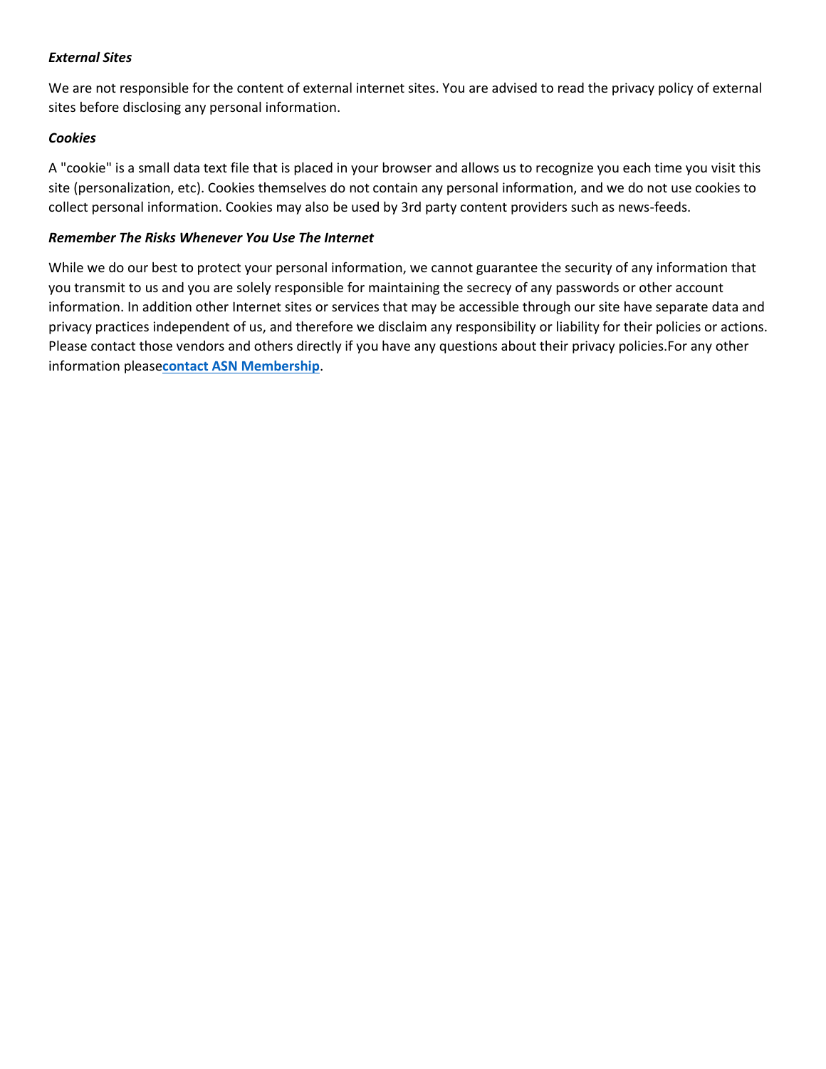***External Sites***

We are not responsible for the content of external internet sites. You are advised to read the privacy policy of external sites before disclosing any personal information.

***Cookies***

A "cookie" is a small data text file that is placed in your browser and allows us to recognize you each time you visit this site (personalization, etc). Cookies themselves do not contain any personal information, and we do not use cookies to collect personal information. Cookies may also be used by 3rd party content providers such as news-feeds.

***Remember The Risks Whenever You Use The Internet***

While we do our best to protect your personal information, we cannot guarantee the security of any information that you transmit to us and you are solely responsible for maintaining the secrecy of any passwords or other account information. In addition other Internet sites or services that may be accessible through our site have separate data and privacy practices independent of us, and therefore we disclaim any responsibility or liability for their policies or actions. Please contact those vendors and others directly if you have any questions about their privacy policies.For any other information please**contact ASN Membership**.